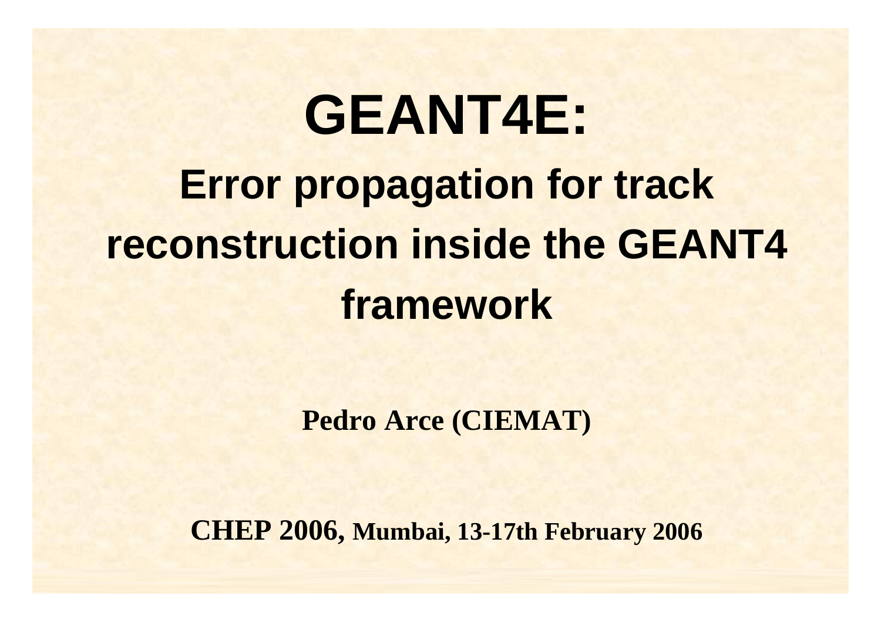# GEANT4E:

## Error propagation for track reconstruction inside the GEANT4 framework

**Pedro Arce (CIEMAT)**

**CHEP 2006, Mumbai, 13-17th February 2006**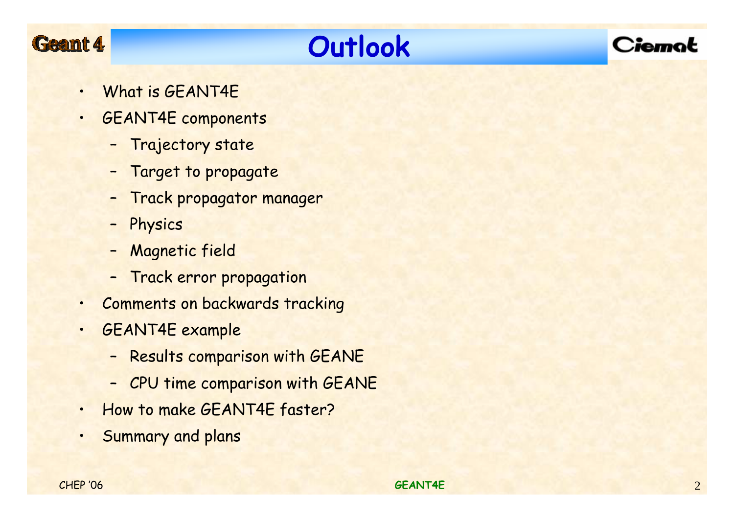# Outlook

- What is GEANT4E
- GEANT4E components
  - Trajectory state
  - Target to propagate
  - Track propagator manager
  - Physics
  - Magnetic field
  - Track error propagation
- Comments on backwards tracking
- GEANT4E example
  - Results comparison with GEANE
  - CPU time comparison with GEANE
- How to make GEANT4E faster?
- Summary and plans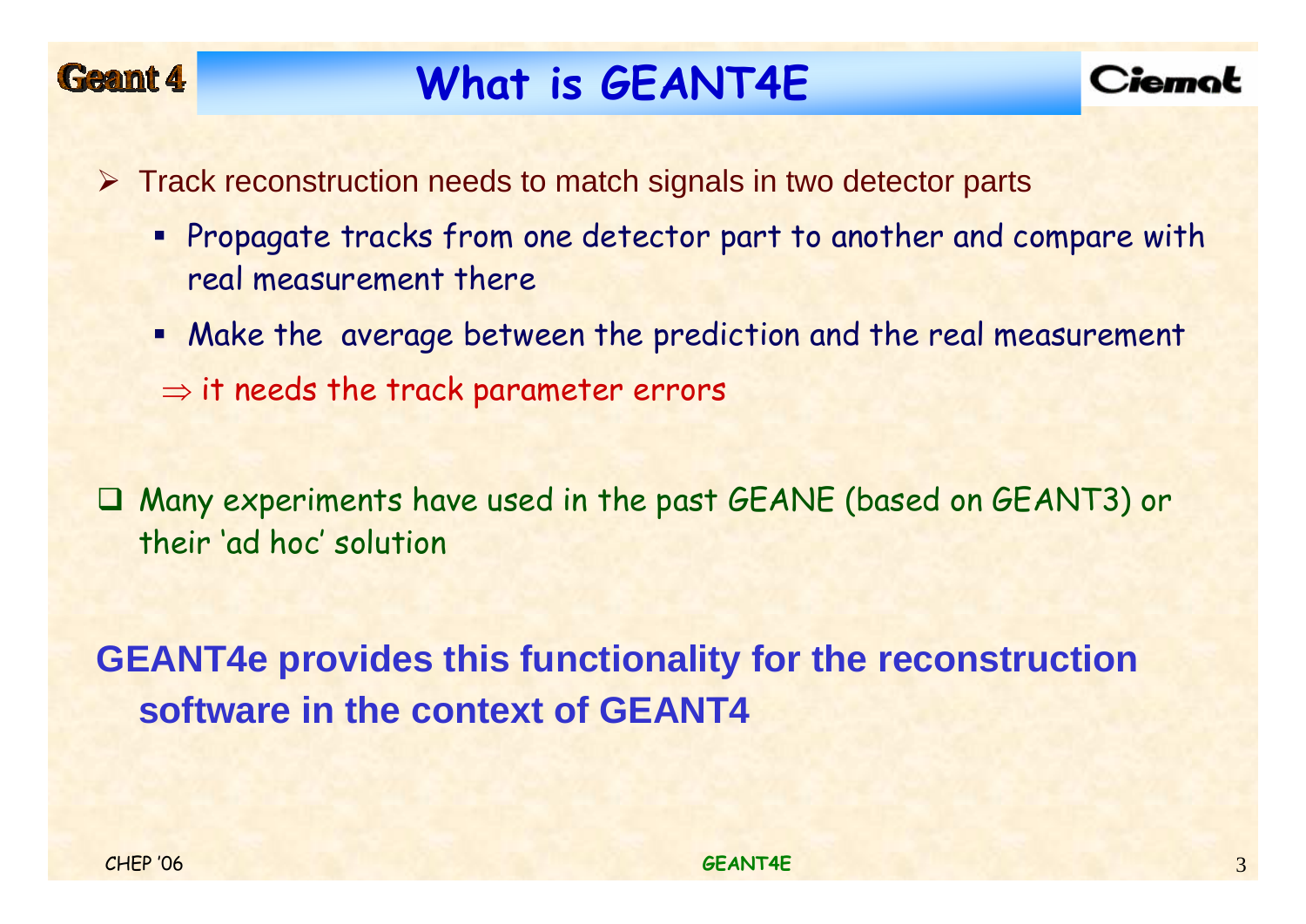# What is GEANT4E

- Track reconstruction needs to match signals in two detector parts
  - Propagate tracks from one detector part to another and compare with real measurement there
  - Make the average between the prediction and the real measurement

  $\Rightarrow$ it needs the track parameter errors

- Many experiments have used in the past GEANE (based on GEANT3) or their 'ad hoc' solution

**GEANT4e provides this functionality for the reconstruction software in the context of GEANT4**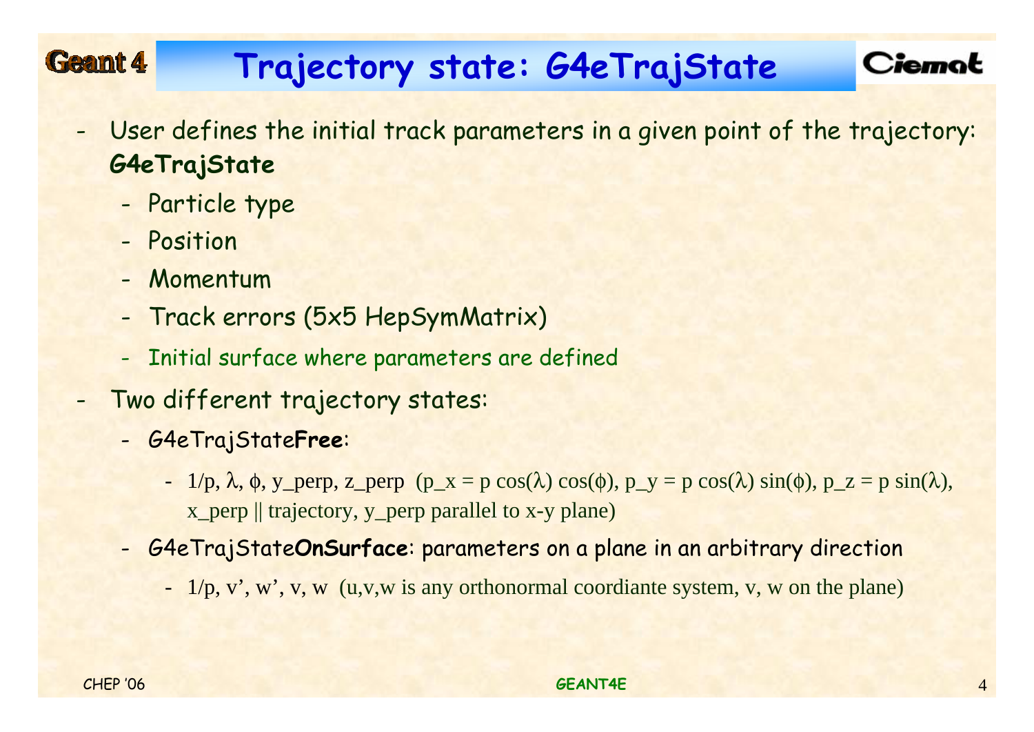# Trajectory state: G4eTrajState

- User defines the initial track parameters in a given point of the trajectory: **G4eTrajState**
  - Particle type
  - Position
  - Momentum
  - Track errors (5x5 HepSymMatrix)
  - Initial surface where parameters are defined
- Two different trajectory states:
  - G4eTrajState**Free**:
    - $1/p$, $\lambda$, $\phi$, y_perp, z_perp ($p_x = p \cos(\lambda) \cos(\phi)$, $p_y = p \cos(\lambda) \sin(\phi)$, $p_z = p \sin(\lambda)$, x_perp || trajectory, y_perp parallel to x-y plane)
  - G4eTrajState**OnSurface**: parameters on a plane in an arbitrary direction
    - $1/p$, v', w', v, w (u,v,w is any orthonormal coordiante system, v, w on the plane)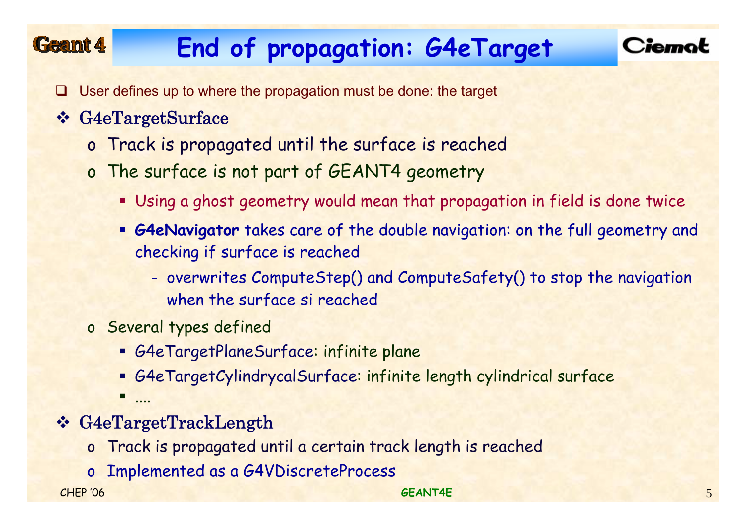# End of propagation: G4eTarget

- User defines up to where the propagation must be done: the target

- G4eTargetSurface
  - Track is propagated until the surface is reached
  - The surface is not part of GEANT4 geometry
    - Using a ghost geometry would mean that propagation in field is done twice
    - **G4eNavigator** takes care of the double navigation: on the full geometry and checking if surface is reached
      - overwrites ComputeStep() and ComputeSafety() to stop the navigation when the surface si reached
  - Several types defined
    - G4eTargetPlaneSurface: infinite plane
    - G4eTargetCylindrycalSurface: infinite length cylindrical surface
    - ....

- G4eTargetTrackLength
  - Track is propagated until a certain track length is reached
  - Implemented as a G4VDiscreteProcess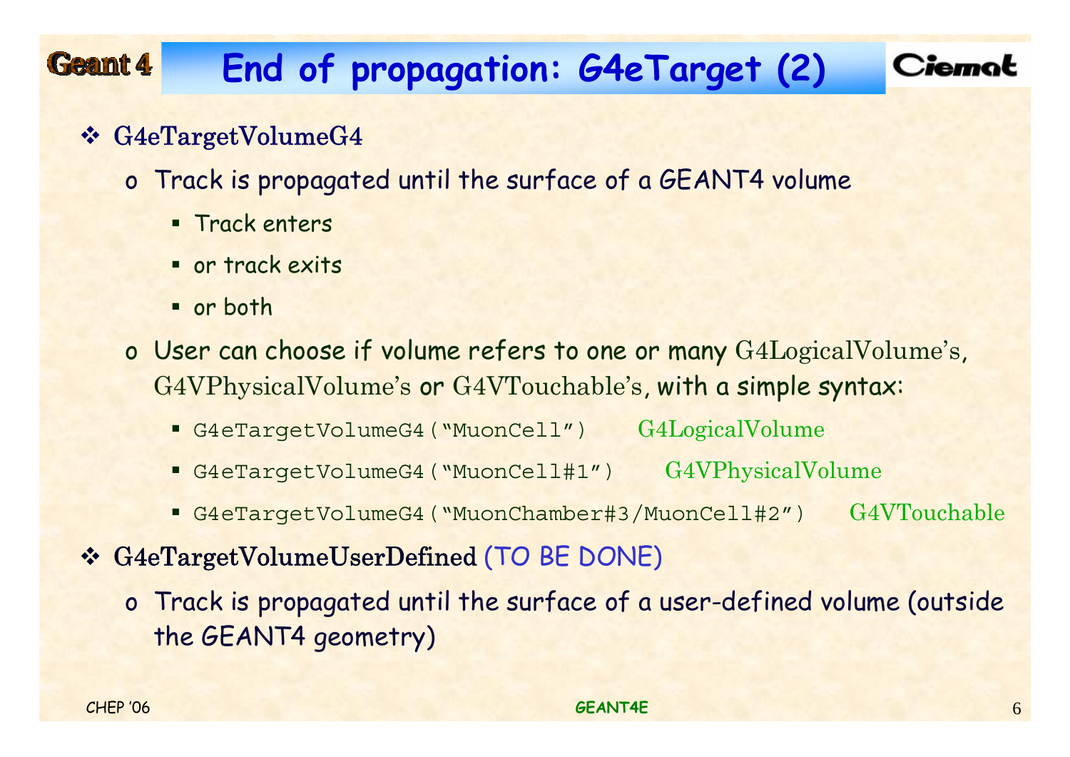# End of propagation: G4eTarget (2)

- G4eTargetVolumeG4
  - Track is propagated until the surface of a GEANT4 volume
    - Track enters
    - or track exits
    - or both
  - User can choose if volume refers to one or many G4LogicalVolume's, G4VPhysicalVolume's or G4VTouchable's, with a simple syntax:
    - `G4eTargetVolumeG4("MuonCell")` G4LogicalVolume
    - `G4eTargetVolumeG4("MuonCell#1")` G4VPhysicalVolume
    - `G4eTargetVolumeG4("MuonChamber#3/MuonCell#2")` G4VTouchable
- G4eTargetVolumeUserDefined (TO BE DONE)
  - Track is propagated until the surface of a user-defined volume (outside the GEANT4 geometry)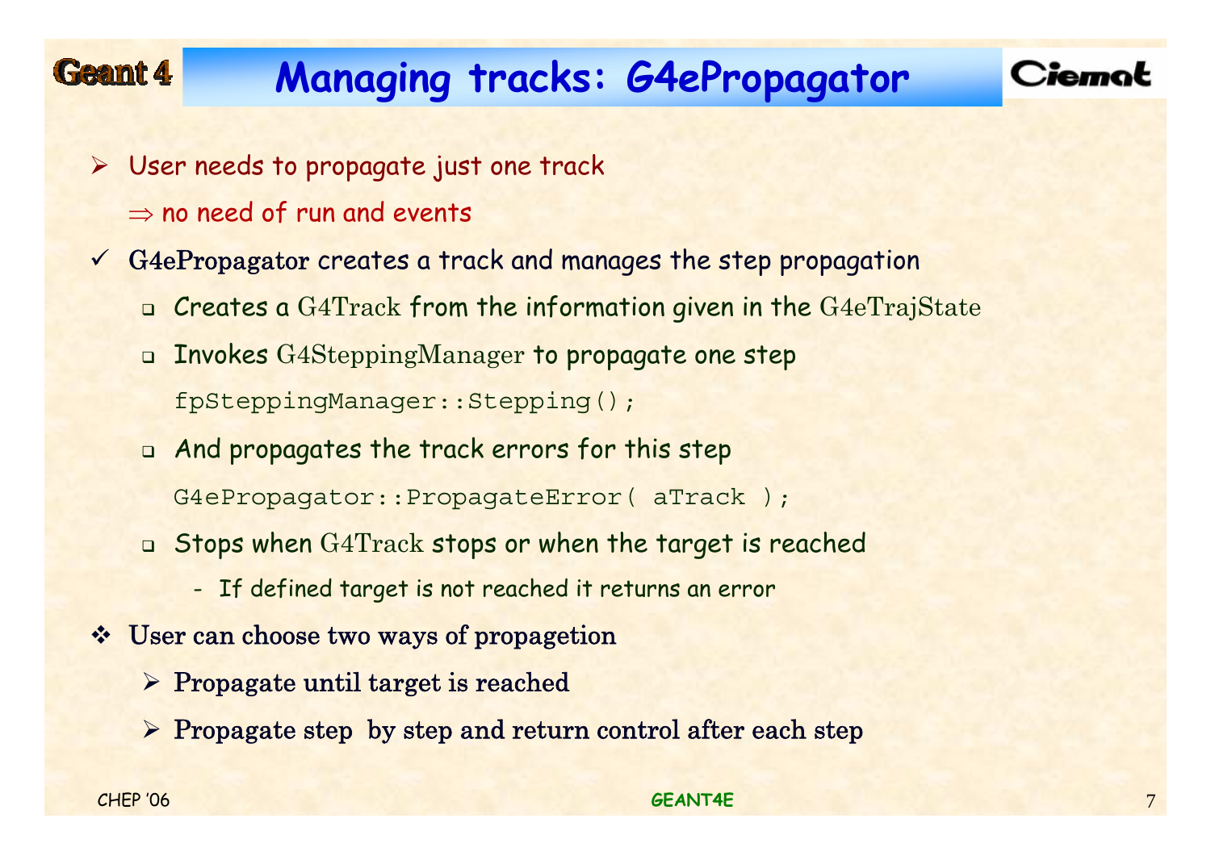# Managing tracks: G4ePropagator

- User needs to propagate just one track
  - ⇒ no need of run and events
- G4ePropagator creates a track and manages the step propagation
  - Creates a G4Track from the information given in the G4eTrajState
  - Invokes G4SteppingManager to propagate one step

    ```
    fpSteppingManager::Stepping();
    ```

  - And propagates the track errors for this step

    ```
    G4ePropagator::PropagateError( aTrack );
    ```

  - Stops when G4Track stops or when the target is reached
    - If defined target is not reached it returns an error
- User can choose two ways of propagetion
  - Propagate until target is reached
  - Propagate step by step and return control after each step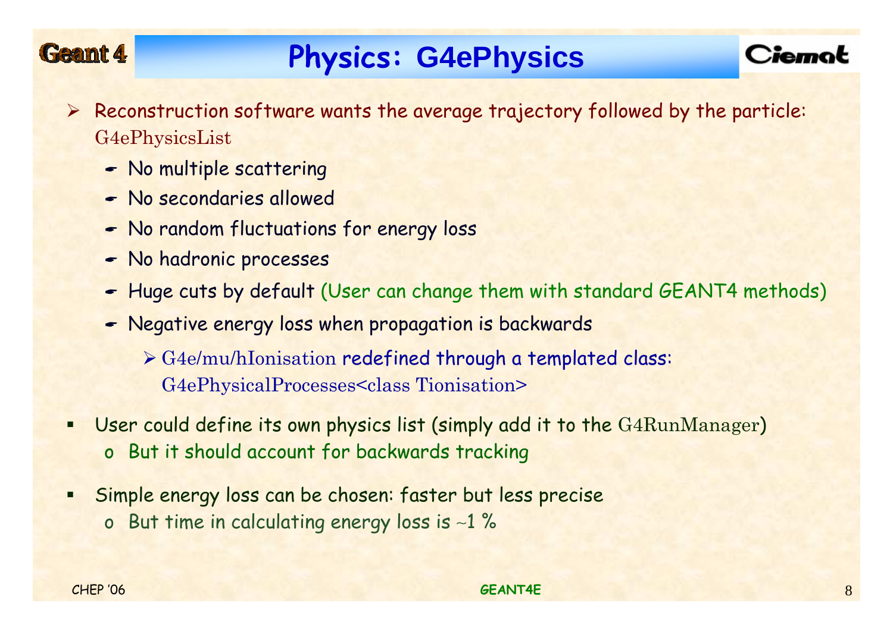# Physics: G4ePhysics

- Reconstruction software wants the average trajectory followed by the particle: G4ePhysicsList
  - No multiple scattering
  - No secondaries allowed
  - No random fluctuations for energy loss
  - No hadronic processes
  - Huge cuts by default (User can change them with standard GEANT4 methods)
  - Negative energy loss when propagation is backwards
    - G4e/mu/hIonisation redefined through a templated class: G4ePhysicalProcesses<class Tionisation>

- User could define its own physics list (simply add it to the G4RunManager)
  - But it should account for backwards tracking

- Simple energy loss can be chosen: faster but less precise
  - But time in calculating energy loss is ~1 %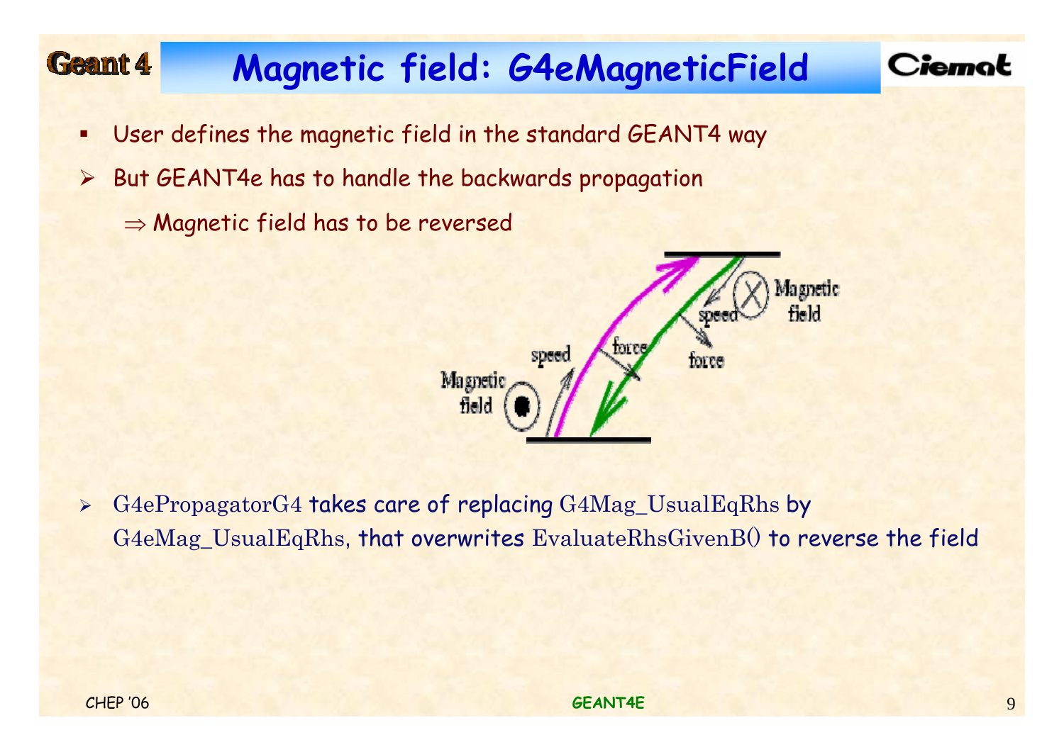# Magnetic field: G4eMagneticField

- User defines the magnetic field in the standard GEANT4 way
- But GEANT4e has to handle the backwards propagation

  $\Rightarrow$ Magnetic field has to be reversed

- G4ePropagatorG4 takes care of replacing G4Mag_UsualEqRhs by G4eMag_UsualEqRhs, that overwrites EvaluateRhsGivenB() to reverse the field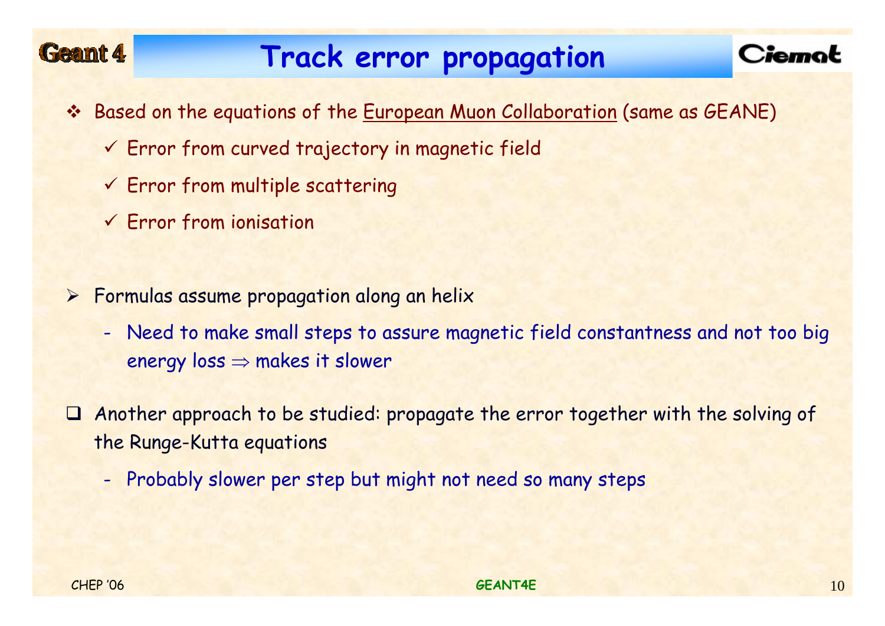# Track error propagation

- Based on the equations of the European Muon Collaboration (same as GEANE)
  - ✓ Error from curved trajectory in magnetic field
  - ✓ Error from multiple scattering
  - ✓ Error from ionisation

- Formulas assume propagation along an helix
  - Need to make small steps to assure magnetic field constantness and not too big energy loss $\Rightarrow$ makes it slower

- Another approach to be studied: propagate the error together with the solving of the Runge-Kutta equations
  - Probably slower per step but might not need so many steps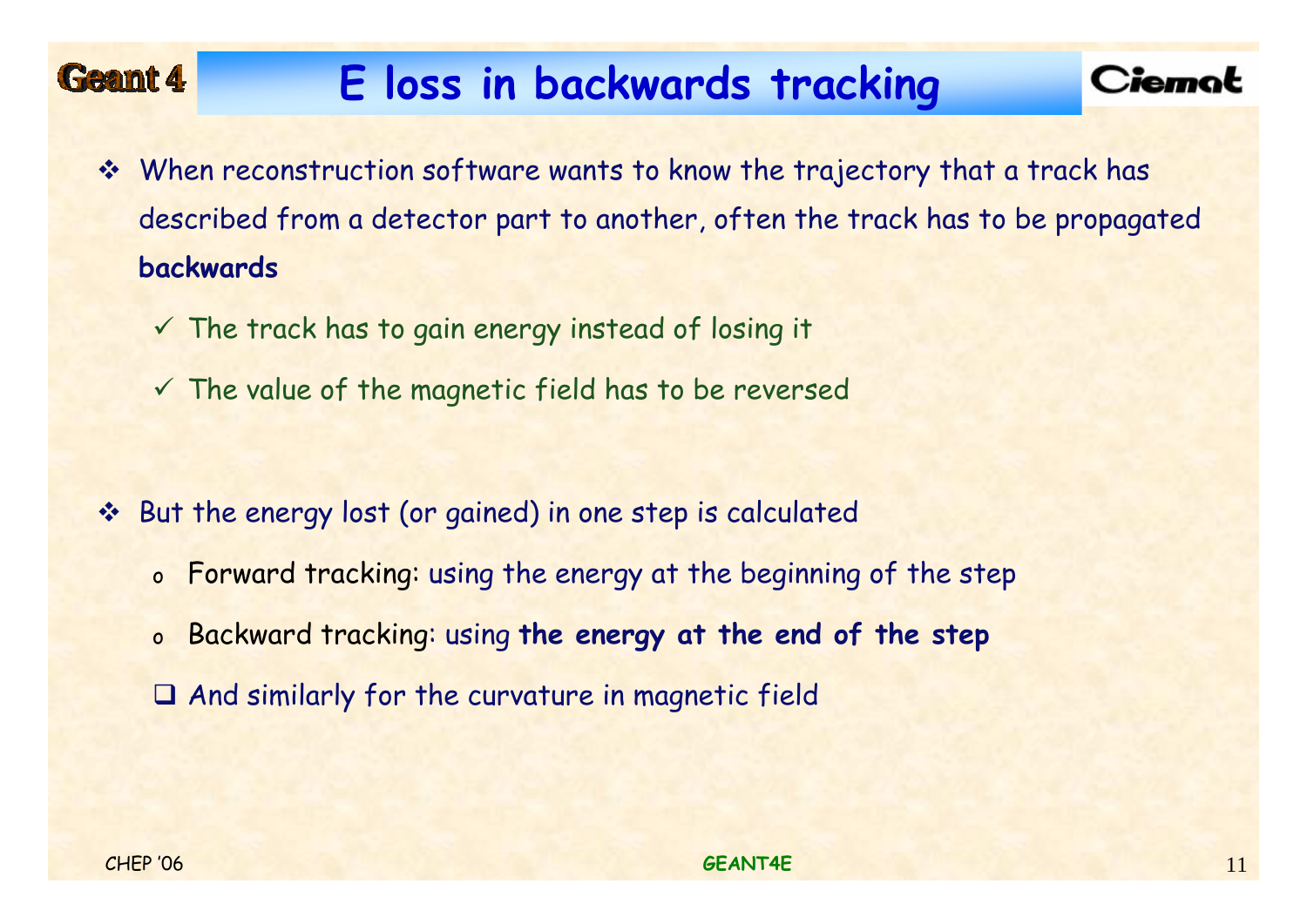# E loss in backwards tracking

- When reconstruction software wants to know the trajectory that a track has described from a detector part to another, often the track has to be propagated **backwards**
  - ✓ The track has to gain energy instead of losing it
  - ✓ The value of the magnetic field has to be reversed

- But the energy lost (or gained) in one step is calculated
  - Forward tracking: using the energy at the beginning of the step
  - Backward tracking: using **the energy at the end of the step**
  - ❑ And similarly for the curvature in magnetic field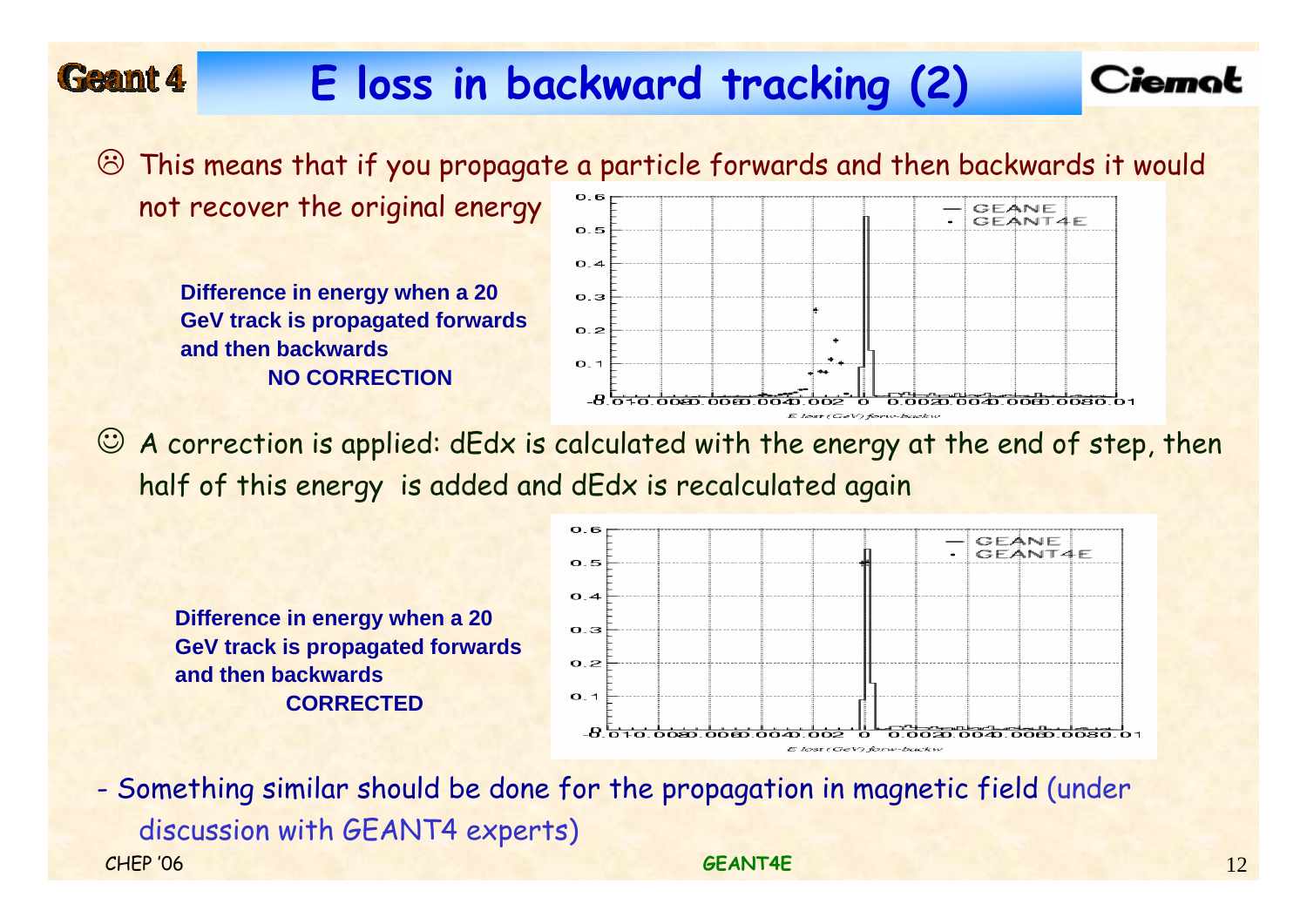# E loss in backward tracking (2)

☹ This means that if you propagate a particle forwards and then backwards it would not recover the original energy

**Difference in energy when a 20 GeV track is propagated forwards and then backwards**
**NO CORRECTION**

☺ A correction is applied: dEdx is calculated with the energy at the end of step, then half of this energy is added and dEdx is recalculated again

**Difference in energy when a 20 GeV track is propagated forwards and then backwards**
**CORRECTED**

- Something similar should be done for the propagation in magnetic field (under discussion with GEANT4 experts)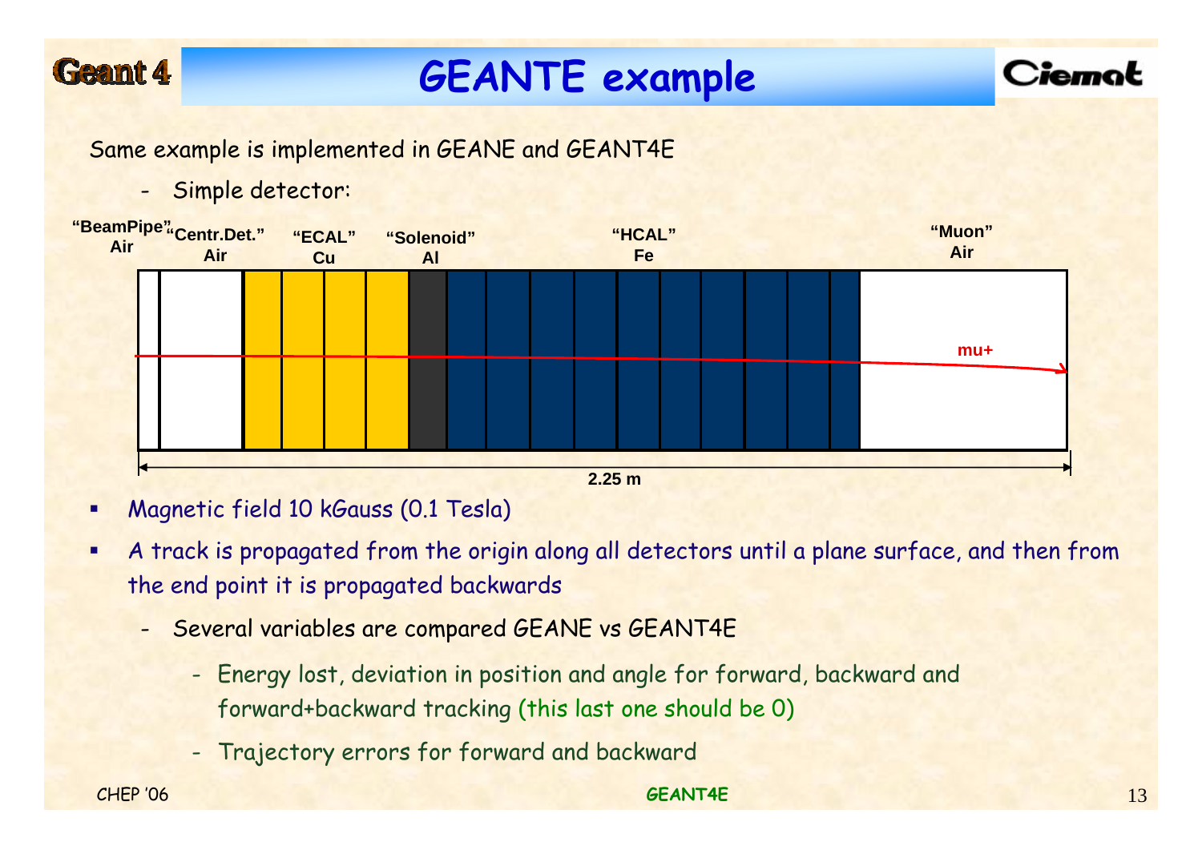# GEANTE example

Same example is implemented in GEANE and GEANT4E

- Simple detector:

"BeamPipe" Air | "Centr.Det." Air | "ECAL" Cu | "Solenoid" Al | "HCAL" Fe | "Muon" Air

mu+

2.25 m

- Magnetic field 10 kGauss (0.1 Tesla)
- A track is propagated from the origin along all detectors until a plane surface, and then from the end point it is propagated backwards
  - Several variables are compared GEANE vs GEANT4E
    - Energy lost, deviation in position and angle for forward, backward and forward+backward tracking (this last one should be 0)
    - Trajectory errors for forward and backward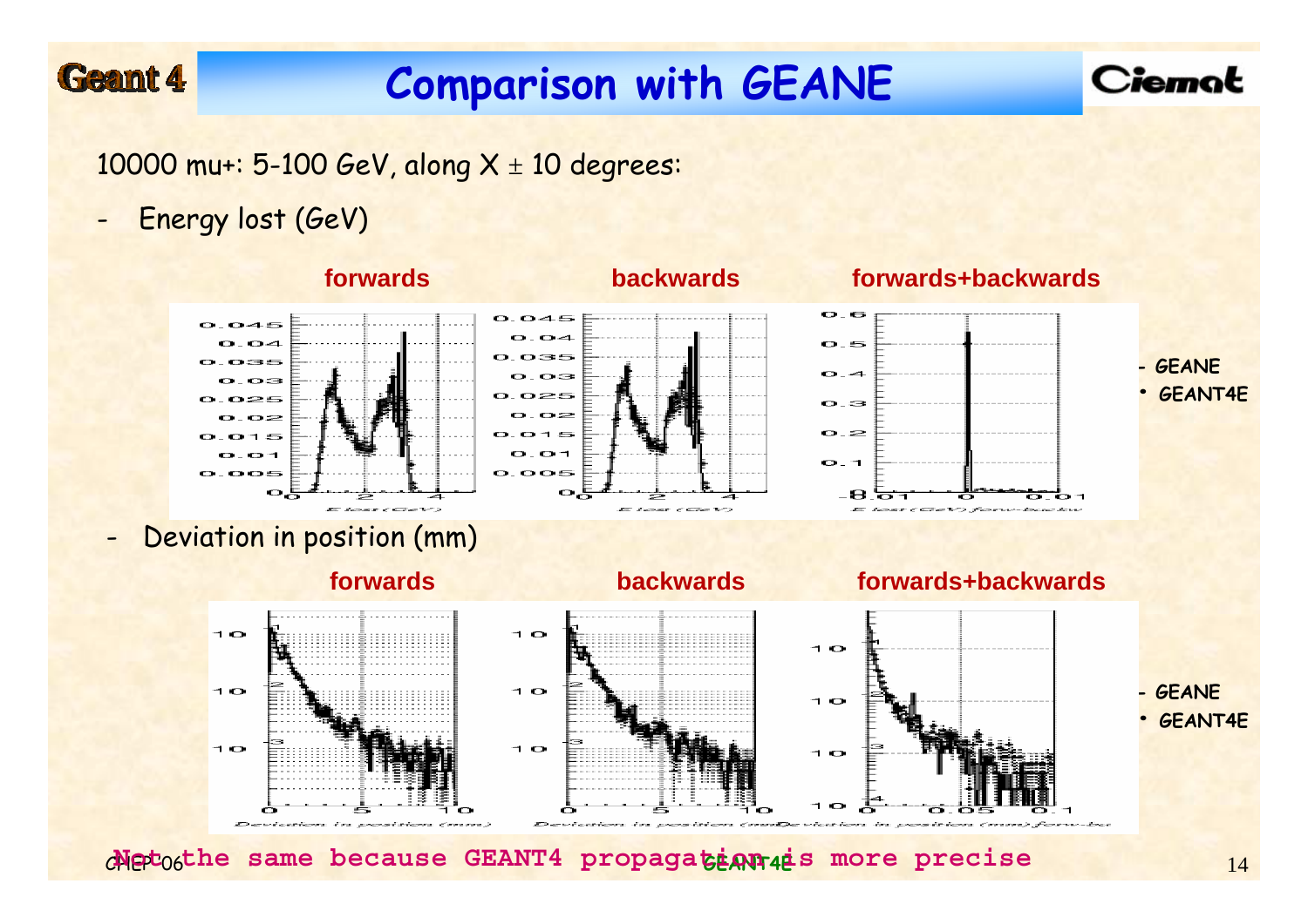# Comparison with GEANE

10000 mu+: 5-100 GeV, along X ± 10 degrees:

- Energy lost (GeV)

**forwards** **backwards** **forwards+backwards**

- GEANE
• GEANT4E

- Deviation in position (mm)

**forwards** **backwards** **forwards+backwards**

- GEANE
• GEANT4E

**Not the same because GEANT4 propagation is more precise**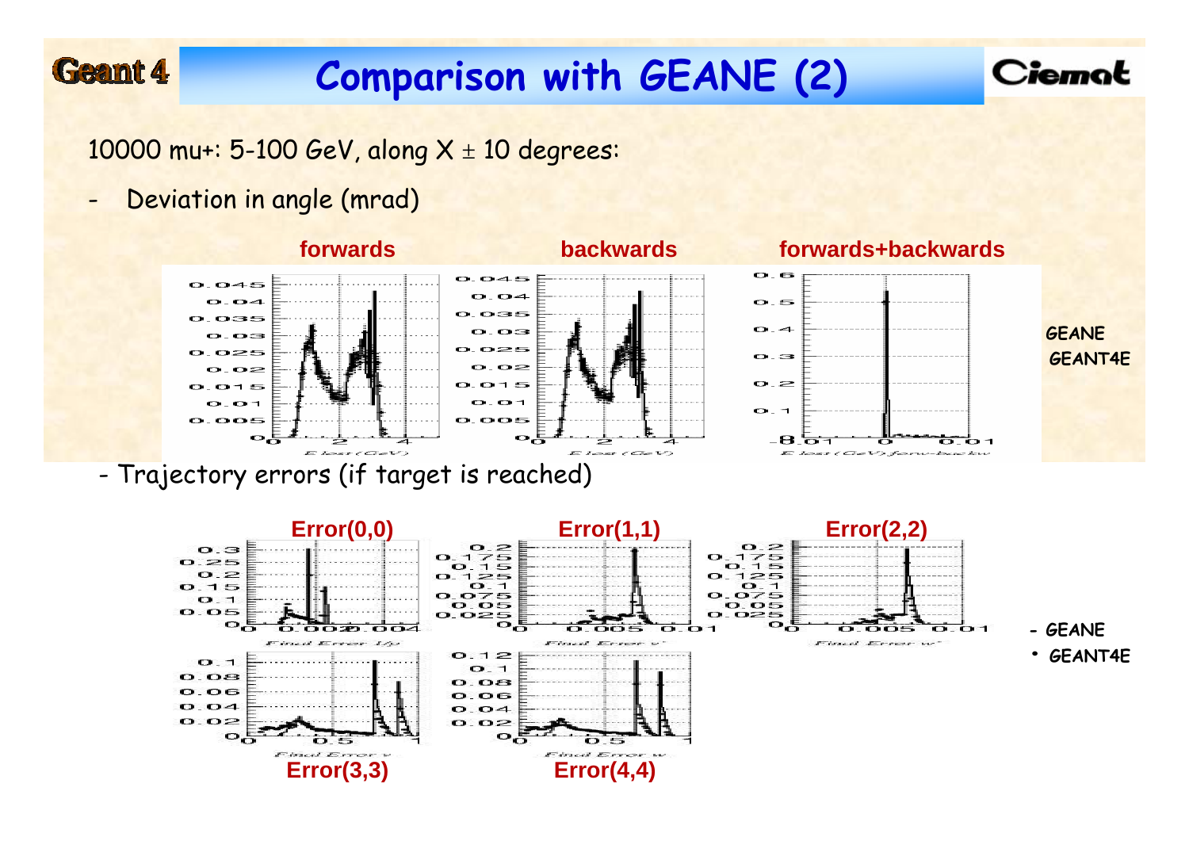# Comparison with GEANE (2)

10000 mu+: 5-100 GeV, along X ± 10 degrees:

- Deviation in angle (mrad)

**forwards** **backwards** **forwards+backwards**

GEANE
GEANT4E

- Trajectory errors (if target is reached)

**Error(0,0)** **Error(1,1)** **Error(2,2)**

**Error(3,3)** **Error(4,4)**

- GEANE
• GEANT4E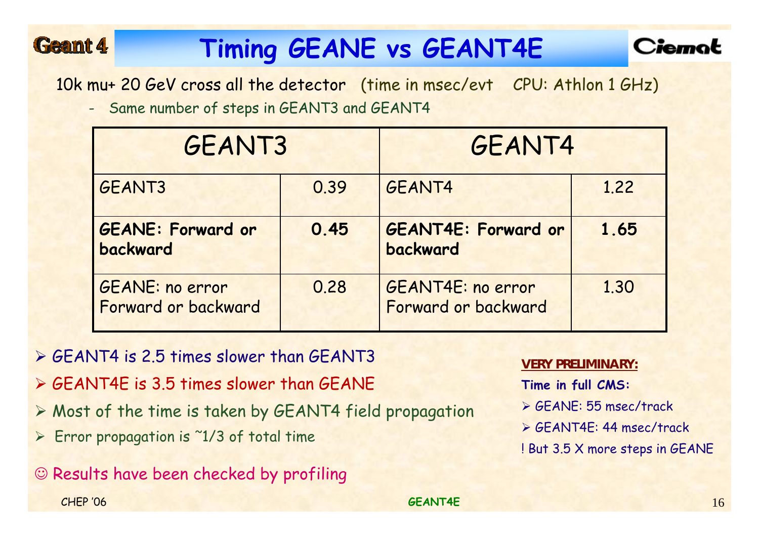# Timing GEANE vs GEANT4E

10k mu+ 20 GeV cross all the detector (time in msec/evt CPU: Athlon 1 GHz)

- Same number of steps in GEANT3 and GEANT4

| GEANT3 | | GEANT4 | |
|---|---|---|---|
| GEANT3 | 0.39 | GEANT4 | 1.22 |
| **GEANE: Forward or backward** | **0.45** | **GEANT4E: Forward or backward** | **1.65** |
| GEANE: no error Forward or backward | 0.28 | GEANT4E: no error Forward or backward | 1.30 |

- GEANT4 is 2.5 times slower than GEANT3
- GEANT4E is 3.5 times slower than GEANE
- Most of the time is taken by GEANT4 field propagation
- Error propagation is ~1/3 of total time

☺ Results have been checked by profiling

**VERY PRELIMINARY:**

**Time in full CMS:**

- GEANE: 55 msec/track
- GEANT4E: 44 msec/track

! But 3.5 X more steps in GEANE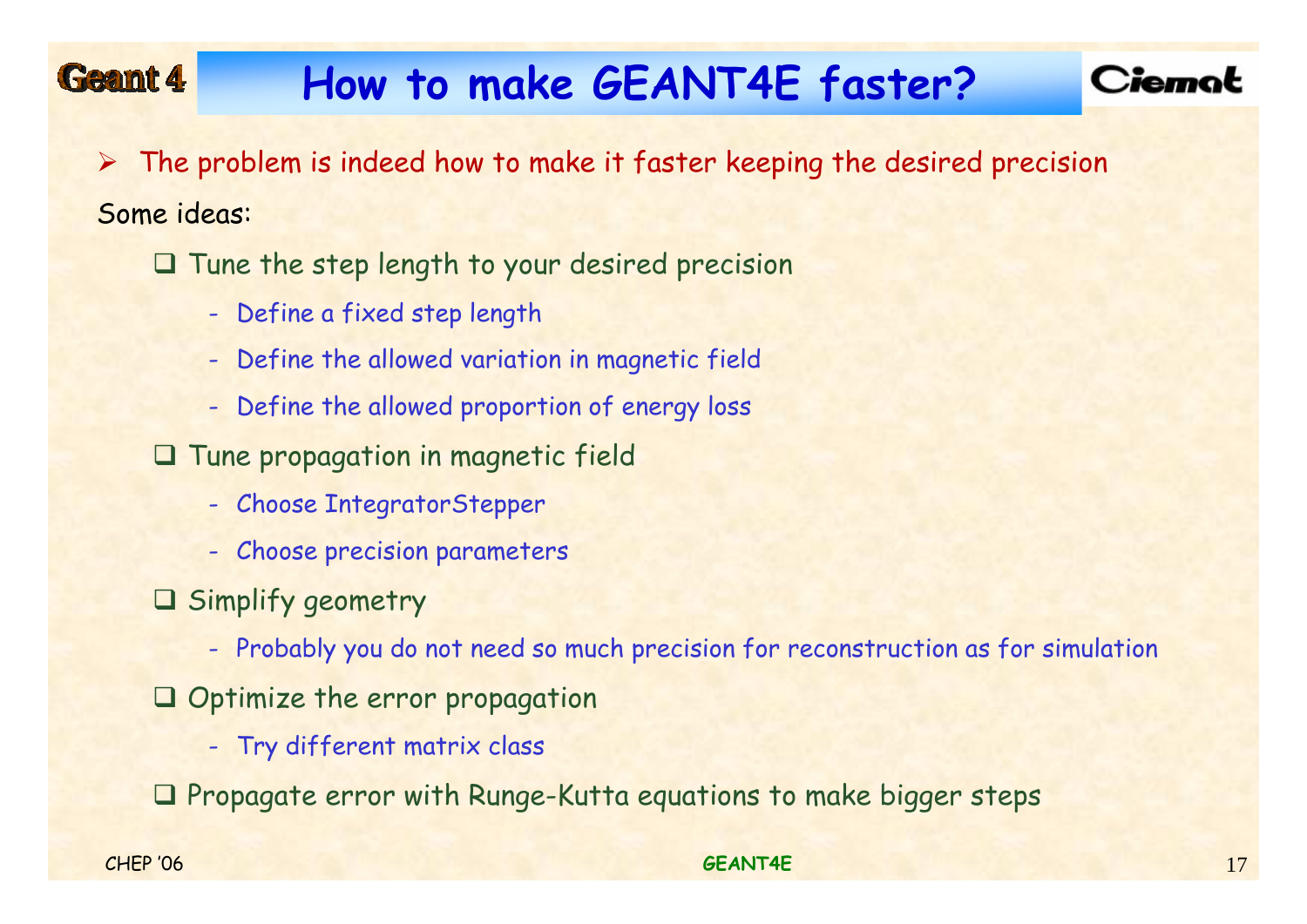# How to make GEANT4E faster?

- The problem is indeed how to make it faster keeping the desired precision

Some ideas:

- Tune the step length to your desired precision
  - Define a fixed step length
  - Define the allowed variation in magnetic field
  - Define the allowed proportion of energy loss
- Tune propagation in magnetic field
  - Choose IntegratorStepper
  - Choose precision parameters
- Simplify geometry
  - Probably you do not need so much precision for reconstruction as for simulation
- Optimize the error propagation
  - Try different matrix class
- Propagate error with Runge-Kutta equations to make bigger steps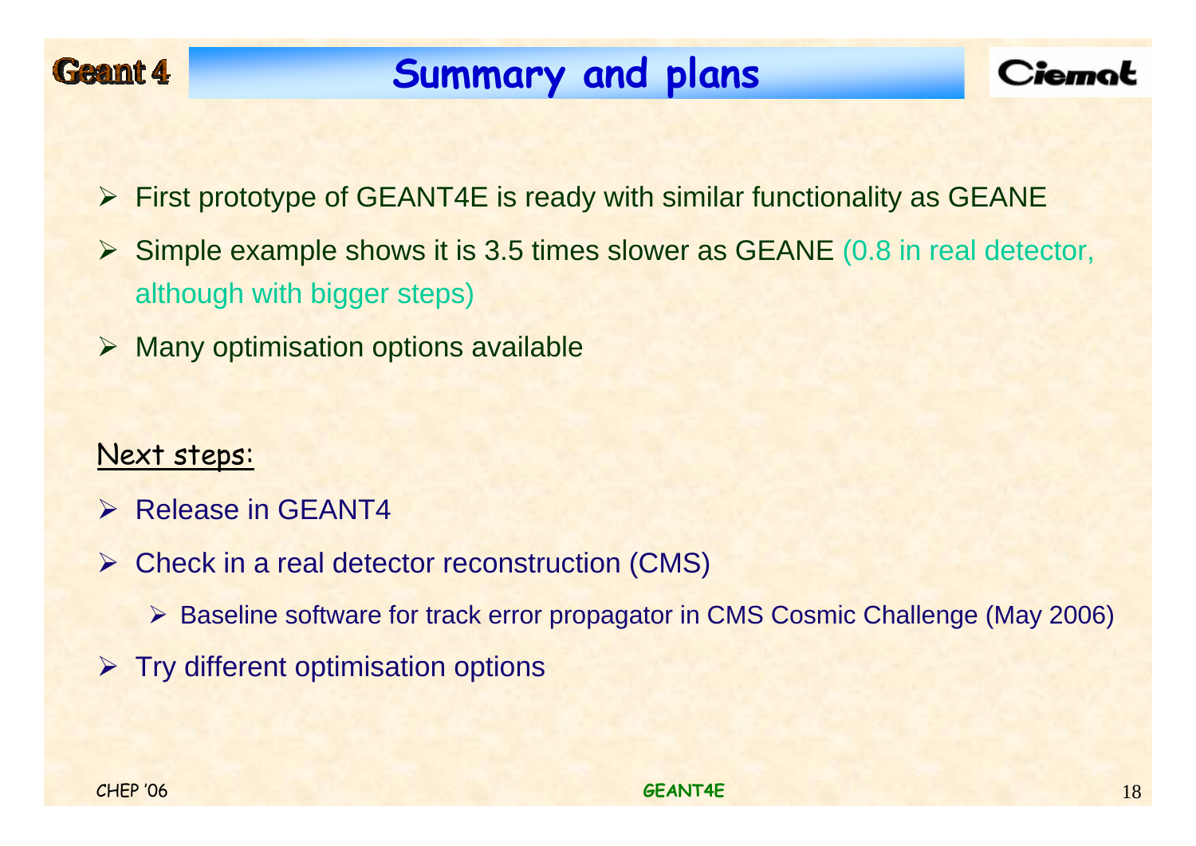# Summary and plans

- First prototype of GEANT4E is ready with similar functionality as GEANE
- Simple example shows it is 3.5 times slower as GEANE (0.8 in real detector, although with bigger steps)
- Many optimisation options available

Next steps:

- Release in GEANT4
- Check in a real detector reconstruction (CMS)
  - Baseline software for track error propagator in CMS Cosmic Challenge (May 2006)
- Try different optimisation options